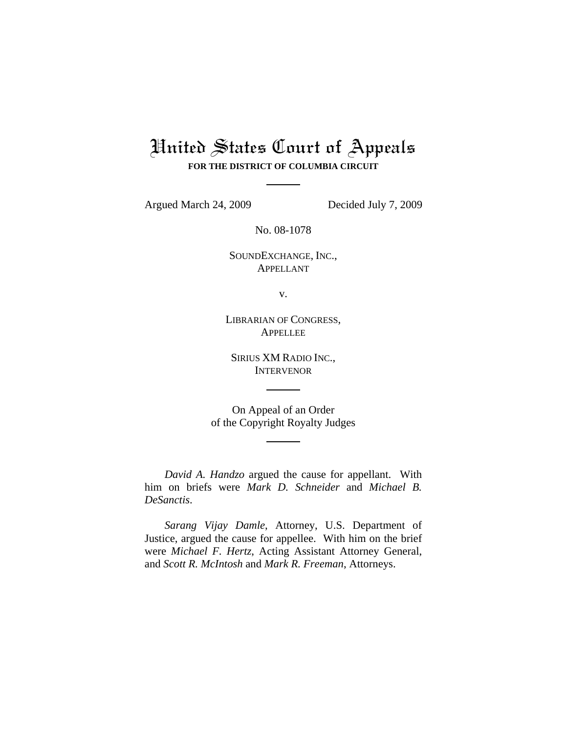# United States Court of Appeals

**FOR THE DISTRICT OF COLUMBIA CIRCUIT**

---

Argued March 24, 2009 Decided July 7, 2009

No. 08-1078

SOUNDEXCHANGE, INC.,
APPELLANT

v.

LIBRARIAN OF CONGRESS,
APPELLEE

SIRIUS XM RADIO INC.,
INTERVENOR

---

On Appeal of an Order
of the Copyright Royalty Judges

---

*David A. Handzo* argued the cause for appellant. With him on briefs were *Mark D. Schneider* and *Michael B. DeSanctis*.

*Sarang Vijay Damle*, Attorney, U.S. Department of Justice, argued the cause for appellee. With him on the brief were *Michael F. Hertz*, Acting Assistant Attorney General, and *Scott R. McIntosh* and *Mark R. Freeman*, Attorneys.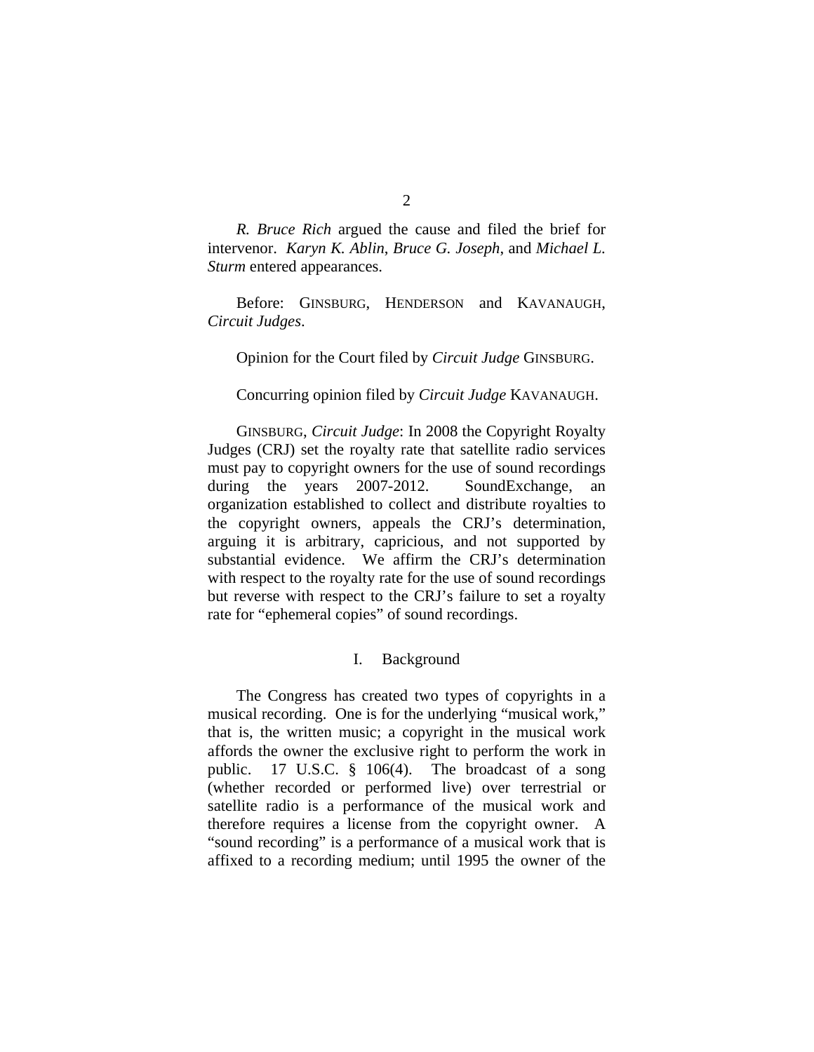*R. Bruce Rich* argued the cause and filed the brief for intervenor. *Karyn K. Ablin*, *Bruce G. Joseph*, and *Michael L. Sturm* entered appearances.

Before: GINSBURG, HENDERSON and KAVANAUGH, *Circuit Judges*.

Opinion for the Court filed by *Circuit Judge* GINSBURG.

Concurring opinion filed by *Circuit Judge* KAVANAUGH.

GINSBURG, *Circuit Judge*: In 2008 the Copyright Royalty Judges (CRJ) set the royalty rate that satellite radio services must pay to copyright owners for the use of sound recordings during the years 2007-2012. SoundExchange, an organization established to collect and distribute royalties to the copyright owners, appeals the CRJ's determination, arguing it is arbitrary, capricious, and not supported by substantial evidence. We affirm the CRJ's determination with respect to the royalty rate for the use of sound recordings but reverse with respect to the CRJ's failure to set a royalty rate for "ephemeral copies" of sound recordings.

## I. Background

The Congress has created two types of copyrights in a musical recording. One is for the underlying "musical work," that is, the written music; a copyright in the musical work affords the owner the exclusive right to perform the work in public. 17 U.S.C. § 106(4). The broadcast of a song (whether recorded or performed live) over terrestrial or satellite radio is a performance of the musical work and therefore requires a license from the copyright owner. A "sound recording" is a performance of a musical work that is affixed to a recording medium; until 1995 the owner of the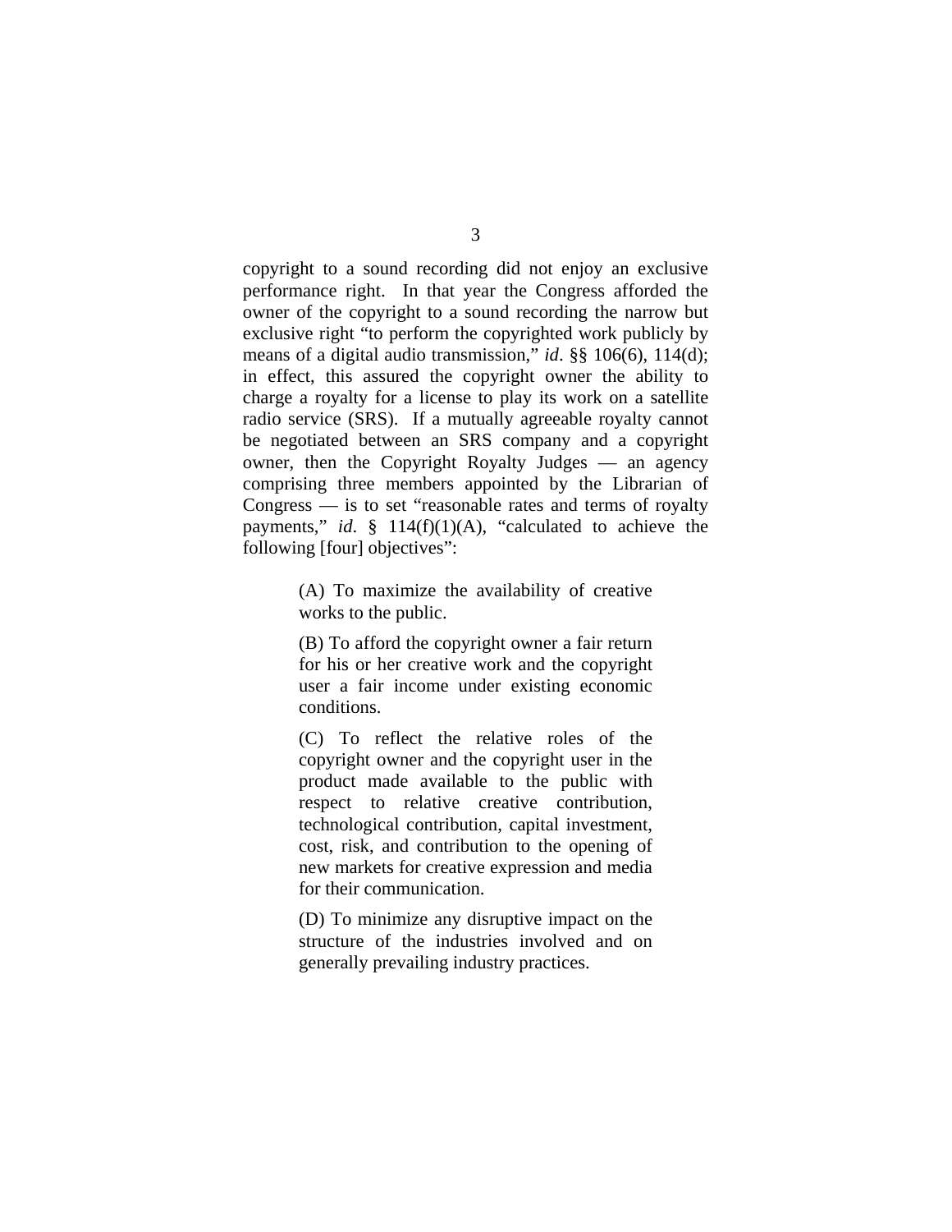copyright to a sound recording did not enjoy an exclusive performance right. In that year the Congress afforded the owner of the copyright to a sound recording the narrow but exclusive right "to perform the copyrighted work publicly by means of a digital audio transmission," *id*. §§ 106(6), 114(d); in effect, this assured the copyright owner the ability to charge a royalty for a license to play its work on a satellite radio service (SRS). If a mutually agreeable royalty cannot be negotiated between an SRS company and a copyright owner, then the Copyright Royalty Judges — an agency comprising three members appointed by the Librarian of Congress — is to set "reasonable rates and terms of royalty payments," *id*. § 114(f)(1)(A), "calculated to achieve the following [four] objectives":

> (A) To maximize the availability of creative works to the public.
>
> (B) To afford the copyright owner a fair return for his or her creative work and the copyright user a fair income under existing economic conditions.
>
> (C) To reflect the relative roles of the copyright owner and the copyright user in the product made available to the public with respect to relative creative contribution, technological contribution, capital investment, cost, risk, and contribution to the opening of new markets for creative expression and media for their communication.
>
> (D) To minimize any disruptive impact on the structure of the industries involved and on generally prevailing industry practices.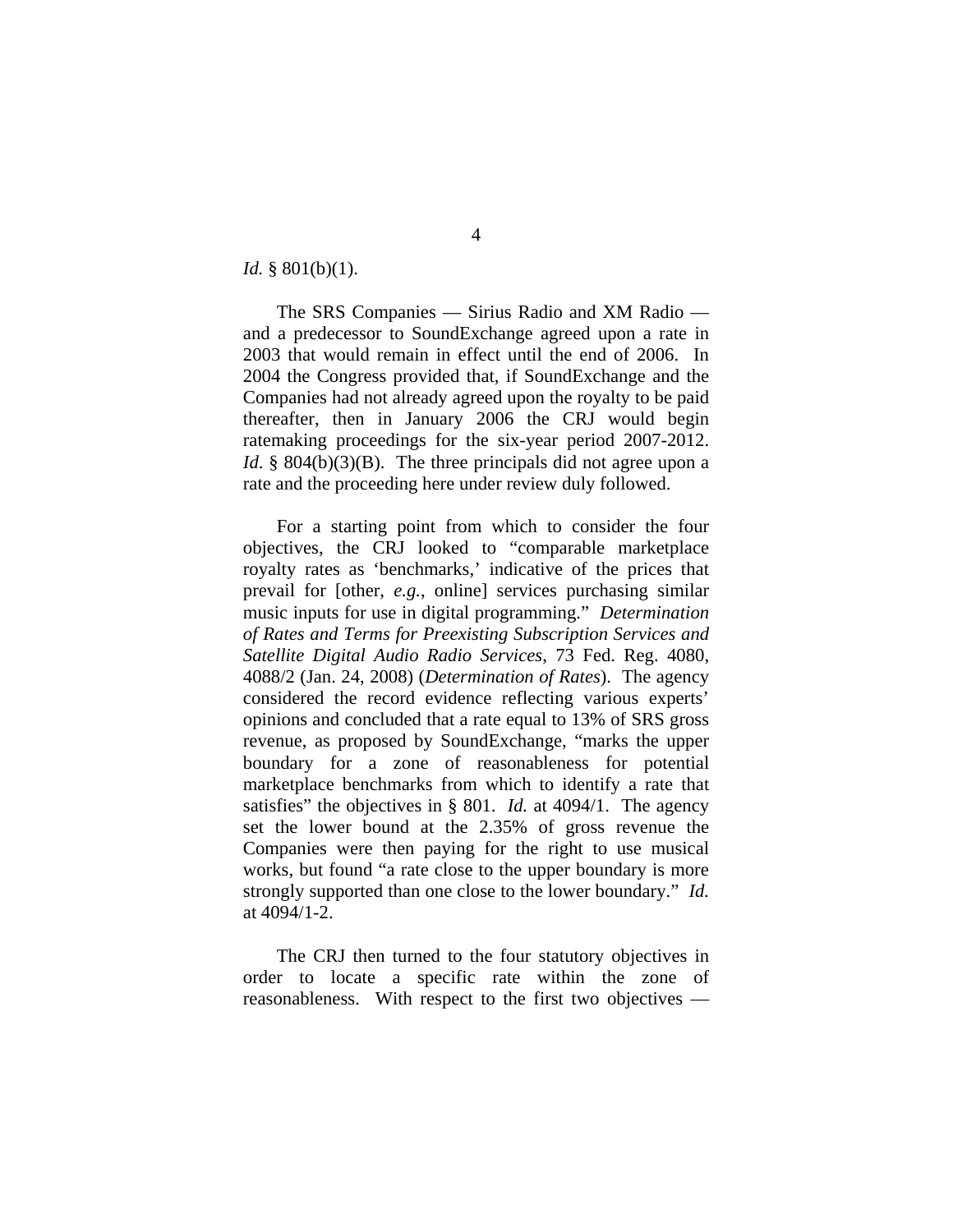*Id.* § 801(b)(1).

The SRS Companies — Sirius Radio and XM Radio — and a predecessor to SoundExchange agreed upon a rate in 2003 that would remain in effect until the end of 2006. In 2004 the Congress provided that, if SoundExchange and the Companies had not already agreed upon the royalty to be paid thereafter, then in January 2006 the CRJ would begin ratemaking proceedings for the six-year period 2007-2012. *Id*. § 804(b)(3)(B). The three principals did not agree upon a rate and the proceeding here under review duly followed.

For a starting point from which to consider the four objectives, the CRJ looked to "comparable marketplace royalty rates as 'benchmarks,' indicative of the prices that prevail for [other, *e.g.*, online] services purchasing similar music inputs for use in digital programming." *Determination of Rates and Terms for Preexisting Subscription Services and Satellite Digital Audio Radio Services*, 73 Fed. Reg. 4080, 4088/2 (Jan. 24, 2008) (*Determination of Rates*). The agency considered the record evidence reflecting various experts' opinions and concluded that a rate equal to 13% of SRS gross revenue, as proposed by SoundExchange, "marks the upper boundary for a zone of reasonableness for potential marketplace benchmarks from which to identify a rate that satisfies" the objectives in § 801. *Id.* at 4094/1. The agency set the lower bound at the 2.35% of gross revenue the Companies were then paying for the right to use musical works, but found "a rate close to the upper boundary is more strongly supported than one close to the lower boundary." *Id.* at 4094/1-2.

The CRJ then turned to the four statutory objectives in order to locate a specific rate within the zone of reasonableness. With respect to the first two objectives —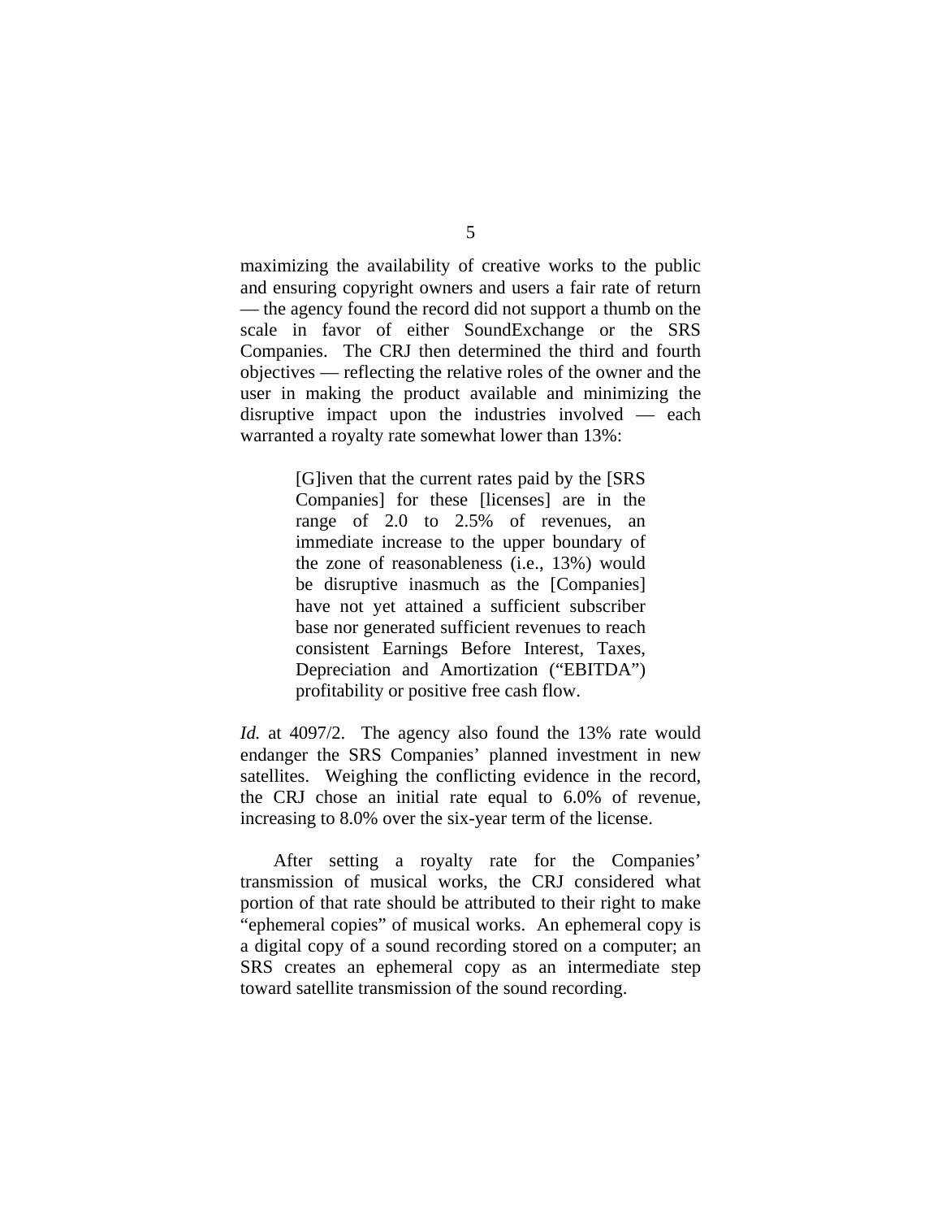maximizing the availability of creative works to the public and ensuring copyright owners and users a fair rate of return — the agency found the record did not support a thumb on the scale in favor of either SoundExchange or the SRS Companies. The CRJ then determined the third and fourth objectives — reflecting the relative roles of the owner and the user in making the product available and minimizing the disruptive impact upon the industries involved — each warranted a royalty rate somewhat lower than 13%:

> [G]iven that the current rates paid by the [SRS Companies] for these [licenses] are in the range of 2.0 to 2.5% of revenues, an immediate increase to the upper boundary of the zone of reasonableness (i.e., 13%) would be disruptive inasmuch as the [Companies] have not yet attained a sufficient subscriber base nor generated sufficient revenues to reach consistent Earnings Before Interest, Taxes, Depreciation and Amortization ("EBITDA") profitability or positive free cash flow.

*Id.* at 4097/2. The agency also found the 13% rate would endanger the SRS Companies' planned investment in new satellites. Weighing the conflicting evidence in the record, the CRJ chose an initial rate equal to 6.0% of revenue, increasing to 8.0% over the six-year term of the license.

After setting a royalty rate for the Companies' transmission of musical works, the CRJ considered what portion of that rate should be attributed to their right to make "ephemeral copies" of musical works. An ephemeral copy is a digital copy of a sound recording stored on a computer; an SRS creates an ephemeral copy as an intermediate step toward satellite transmission of the sound recording.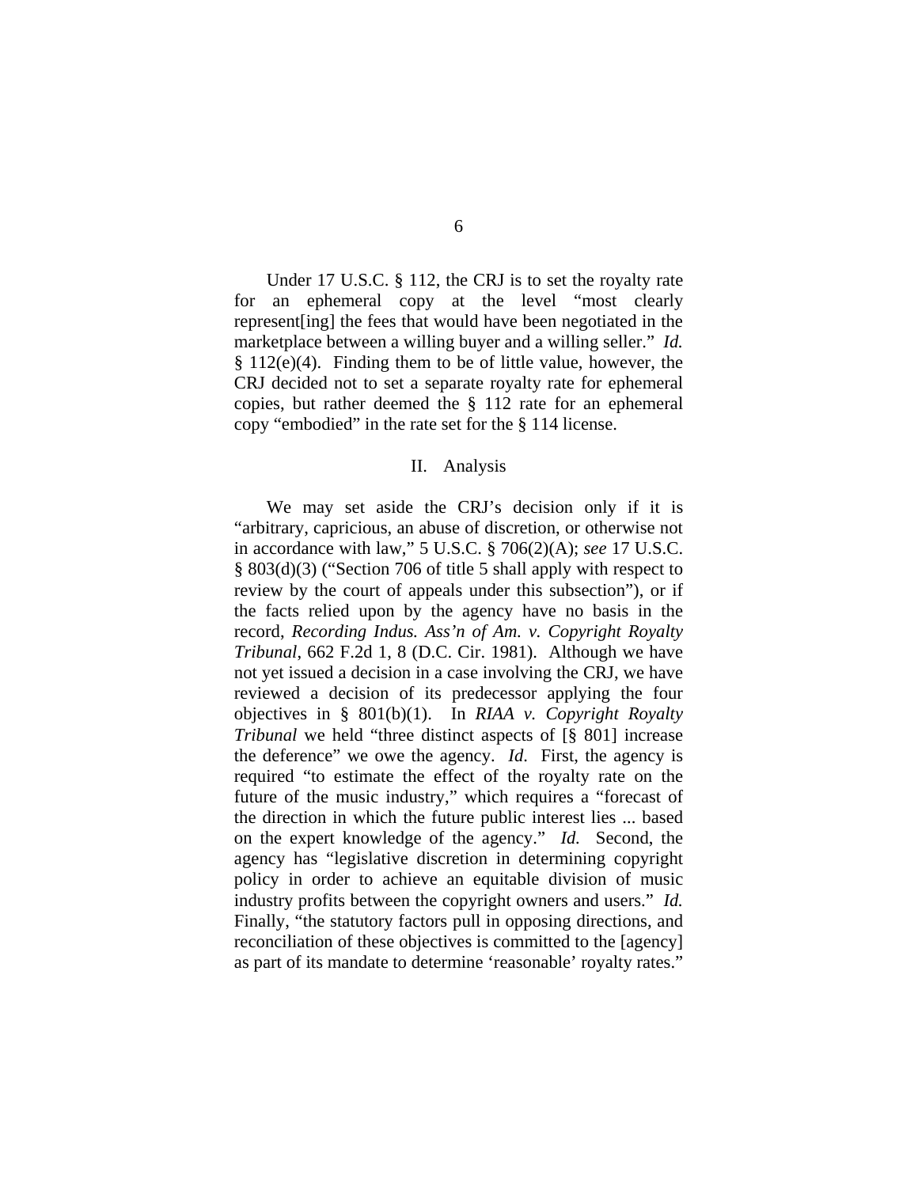Under 17 U.S.C. § 112, the CRJ is to set the royalty rate for an ephemeral copy at the level "most clearly represent[ing] the fees that would have been negotiated in the marketplace between a willing buyer and a willing seller." *Id.* § 112(e)(4). Finding them to be of little value, however, the CRJ decided not to set a separate royalty rate for ephemeral copies, but rather deemed the § 112 rate for an ephemeral copy "embodied" in the rate set for the § 114 license.

## II. Analysis

We may set aside the CRJ's decision only if it is "arbitrary, capricious, an abuse of discretion, or otherwise not in accordance with law," 5 U.S.C. § 706(2)(A); *see* 17 U.S.C. § 803(d)(3) ("Section 706 of title 5 shall apply with respect to review by the court of appeals under this subsection"), or if the facts relied upon by the agency have no basis in the record, *Recording Indus. Ass'n of Am. v. Copyright Royalty Tribunal*, 662 F.2d 1, 8 (D.C. Cir. 1981). Although we have not yet issued a decision in a case involving the CRJ, we have reviewed a decision of its predecessor applying the four objectives in § 801(b)(1). In *RIAA v. Copyright Royalty Tribunal* we held "three distinct aspects of [§ 801] increase the deference" we owe the agency. *Id*. First, the agency is required "to estimate the effect of the royalty rate on the future of the music industry," which requires a "forecast of the direction in which the future public interest lies ... based on the expert knowledge of the agency." *Id.* Second, the agency has "legislative discretion in determining copyright policy in order to achieve an equitable division of music industry profits between the copyright owners and users." *Id.* Finally, "the statutory factors pull in opposing directions, and reconciliation of these objectives is committed to the [agency] as part of its mandate to determine 'reasonable' royalty rates."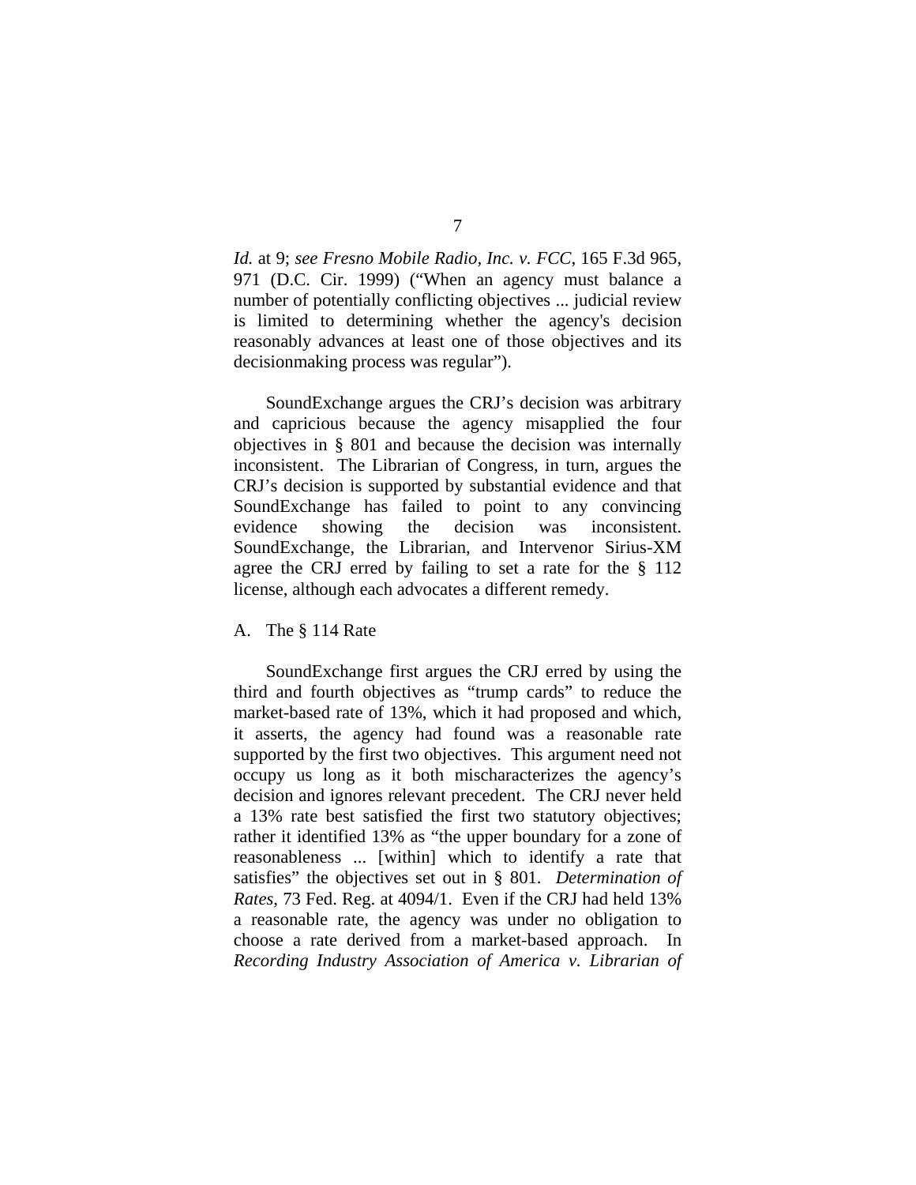*Id.* at 9; *see Fresno Mobile Radio, Inc. v. FCC*, 165 F.3d 965, 971 (D.C. Cir. 1999) ("When an agency must balance a number of potentially conflicting objectives ... judicial review is limited to determining whether the agency's decision reasonably advances at least one of those objectives and its decisionmaking process was regular").

SoundExchange argues the CRJ's decision was arbitrary and capricious because the agency misapplied the four objectives in § 801 and because the decision was internally inconsistent. The Librarian of Congress, in turn, argues the CRJ's decision is supported by substantial evidence and that SoundExchange has failed to point to any convincing evidence showing the decision was inconsistent. SoundExchange, the Librarian, and Intervenor Sirius-XM agree the CRJ erred by failing to set a rate for the § 112 license, although each advocates a different remedy.

## A. The § 114 Rate

SoundExchange first argues the CRJ erred by using the third and fourth objectives as "trump cards" to reduce the market-based rate of 13%, which it had proposed and which, it asserts, the agency had found was a reasonable rate supported by the first two objectives. This argument need not occupy us long as it both mischaracterizes the agency's decision and ignores relevant precedent. The CRJ never held a 13% rate best satisfied the first two statutory objectives; rather it identified 13% as "the upper boundary for a zone of reasonableness ... [within] which to identify a rate that satisfies" the objectives set out in § 801. *Determination of Rates*, 73 Fed. Reg. at 4094/1. Even if the CRJ had held 13% a reasonable rate, the agency was under no obligation to choose a rate derived from a market-based approach. In *Recording Industry Association of America v. Librarian of*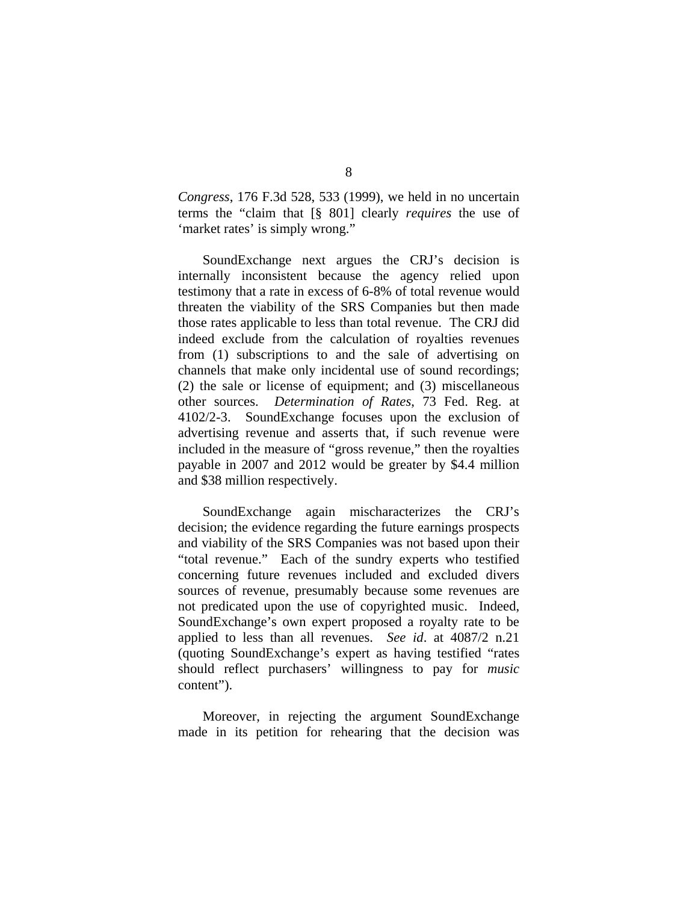*Congress*, 176 F.3d 528, 533 (1999), we held in no uncertain terms the "claim that [§ 801] clearly *requires* the use of 'market rates' is simply wrong."

SoundExchange next argues the CRJ's decision is internally inconsistent because the agency relied upon testimony that a rate in excess of 6-8% of total revenue would threaten the viability of the SRS Companies but then made those rates applicable to less than total revenue. The CRJ did indeed exclude from the calculation of royalties revenues from (1) subscriptions to and the sale of advertising on channels that make only incidental use of sound recordings; (2) the sale or license of equipment; and (3) miscellaneous other sources. *Determination of Rates*, 73 Fed. Reg. at 4102/2-3. SoundExchange focuses upon the exclusion of advertising revenue and asserts that, if such revenue were included in the measure of "gross revenue," then the royalties payable in 2007 and 2012 would be greater by $4.4 million and $38 million respectively.

SoundExchange again mischaracterizes the CRJ's decision; the evidence regarding the future earnings prospects and viability of the SRS Companies was not based upon their "total revenue." Each of the sundry experts who testified concerning future revenues included and excluded divers sources of revenue, presumably because some revenues are not predicated upon the use of copyrighted music. Indeed, SoundExchange's own expert proposed a royalty rate to be applied to less than all revenues. *See id*. at 4087/2 n.21 (quoting SoundExchange's expert as having testified "rates should reflect purchasers' willingness to pay for *music* content").

Moreover, in rejecting the argument SoundExchange made in its petition for rehearing that the decision was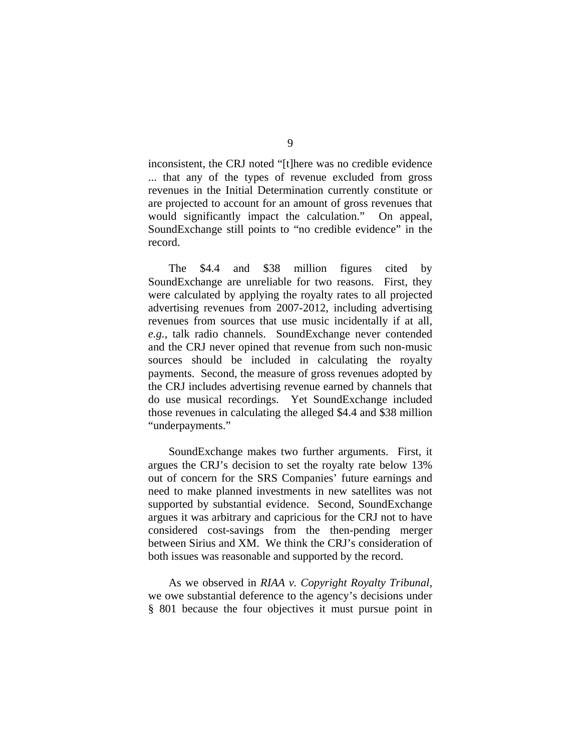inconsistent, the CRJ noted "[t]here was no credible evidence ... that any of the types of revenue excluded from gross revenues in the Initial Determination currently constitute or are projected to account for an amount of gross revenues that would significantly impact the calculation." On appeal, SoundExchange still points to "no credible evidence" in the record.

The $4.4 and $38 million figures cited by SoundExchange are unreliable for two reasons. First, they were calculated by applying the royalty rates to all projected advertising revenues from 2007-2012, including advertising revenues from sources that use music incidentally if at all, *e.g.*, talk radio channels. SoundExchange never contended and the CRJ never opined that revenue from such non-music sources should be included in calculating the royalty payments. Second, the measure of gross revenues adopted by the CRJ includes advertising revenue earned by channels that do use musical recordings. Yet SoundExchange included those revenues in calculating the alleged $4.4 and $38 million "underpayments."

SoundExchange makes two further arguments. First, it argues the CRJ's decision to set the royalty rate below 13% out of concern for the SRS Companies' future earnings and need to make planned investments in new satellites was not supported by substantial evidence. Second, SoundExchange argues it was arbitrary and capricious for the CRJ not to have considered cost-savings from the then-pending merger between Sirius and XM. We think the CRJ's consideration of both issues was reasonable and supported by the record.

As we observed in *RIAA v. Copyright Royalty Tribunal*, we owe substantial deference to the agency's decisions under § 801 because the four objectives it must pursue point in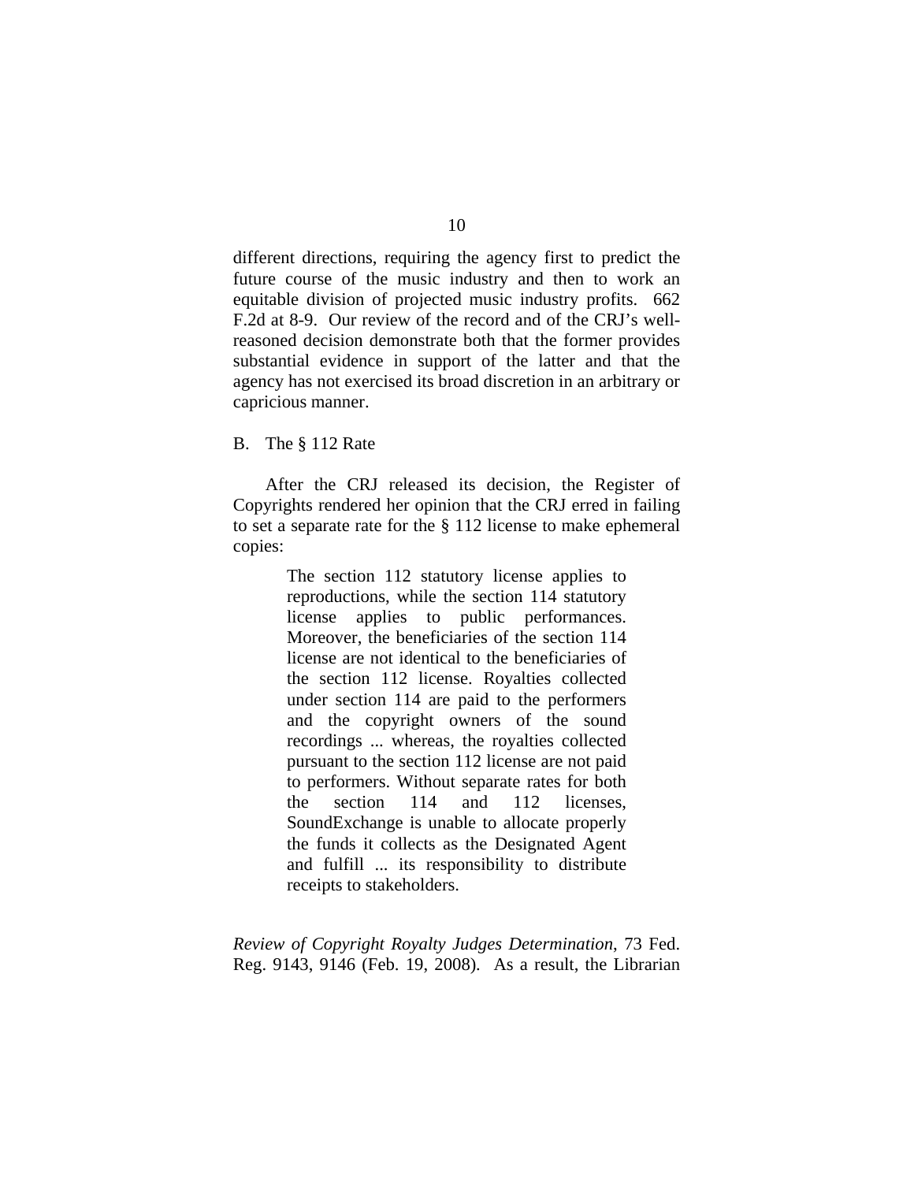different directions, requiring the agency first to predict the future course of the music industry and then to work an equitable division of projected music industry profits. 662 F.2d at 8-9. Our review of the record and of the CRJ's well-reasoned decision demonstrate both that the former provides substantial evidence in support of the latter and that the agency has not exercised its broad discretion in an arbitrary or capricious manner.

B. The § 112 Rate

After the CRJ released its decision, the Register of Copyrights rendered her opinion that the CRJ erred in failing to set a separate rate for the § 112 license to make ephemeral copies:

> The section 112 statutory license applies to reproductions, while the section 114 statutory license applies to public performances. Moreover, the beneficiaries of the section 114 license are not identical to the beneficiaries of the section 112 license. Royalties collected under section 114 are paid to the performers and the copyright owners of the sound recordings ... whereas, the royalties collected pursuant to the section 112 license are not paid to performers. Without separate rates for both the section 114 and 112 licenses, SoundExchange is unable to allocate properly the funds it collects as the Designated Agent and fulfill ... its responsibility to distribute receipts to stakeholders.

*Review of Copyright Royalty Judges Determination*, 73 Fed. Reg. 9143, 9146 (Feb. 19, 2008). As a result, the Librarian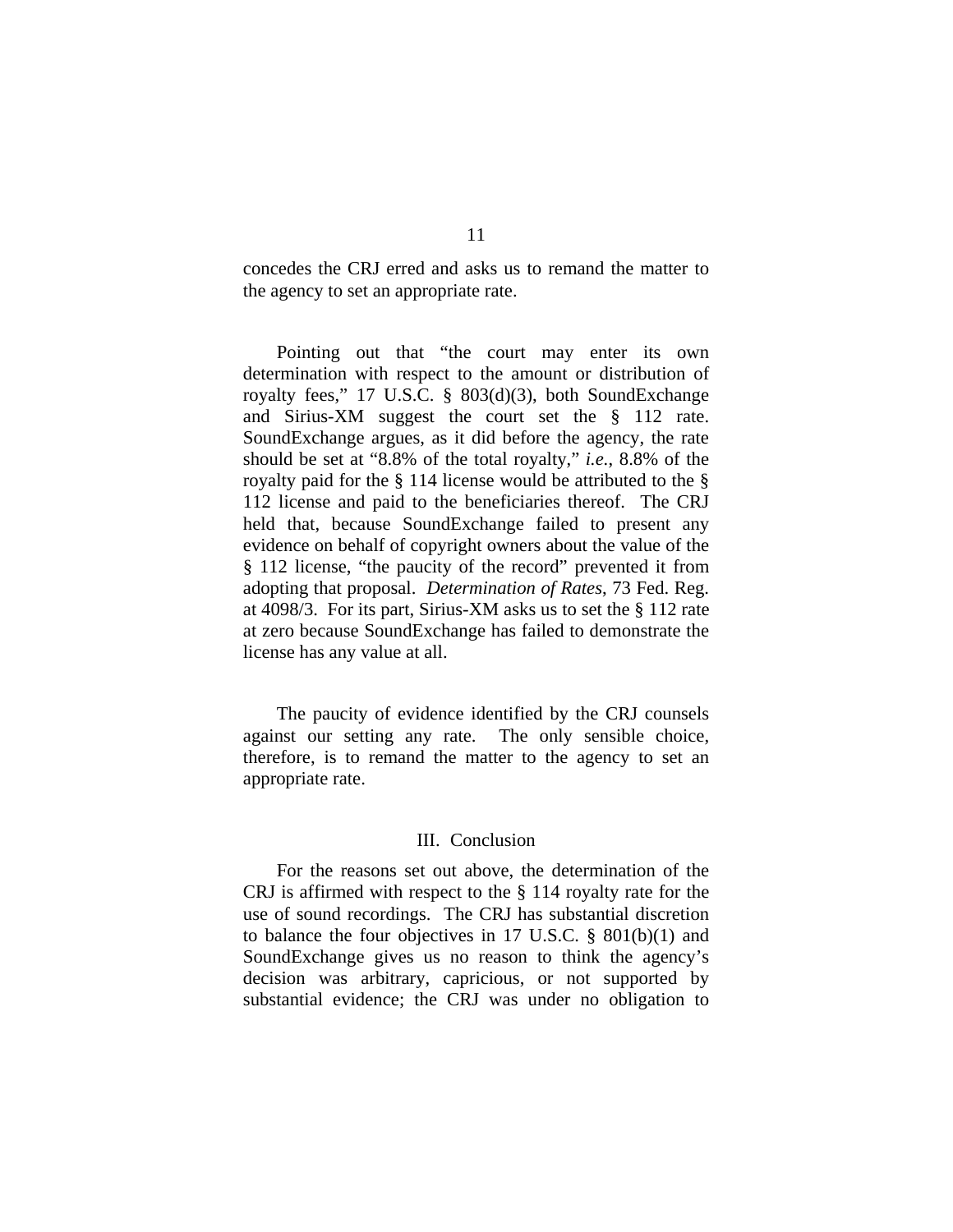concedes the CRJ erred and asks us to remand the matter to the agency to set an appropriate rate.

Pointing out that "the court may enter its own determination with respect to the amount or distribution of royalty fees," 17 U.S.C. § 803(d)(3), both SoundExchange and Sirius-XM suggest the court set the § 112 rate. SoundExchange argues, as it did before the agency, the rate should be set at "8.8% of the total royalty," *i.e.*, 8.8% of the royalty paid for the § 114 license would be attributed to the § 112 license and paid to the beneficiaries thereof. The CRJ held that, because SoundExchange failed to present any evidence on behalf of copyright owners about the value of the § 112 license, "the paucity of the record" prevented it from adopting that proposal. *Determination of Rates*, 73 Fed. Reg. at 4098/3. For its part, Sirius-XM asks us to set the § 112 rate at zero because SoundExchange has failed to demonstrate the license has any value at all.

The paucity of evidence identified by the CRJ counsels against our setting any rate. The only sensible choice, therefore, is to remand the matter to the agency to set an appropriate rate.

## III. Conclusion

For the reasons set out above, the determination of the CRJ is affirmed with respect to the § 114 royalty rate for the use of sound recordings. The CRJ has substantial discretion to balance the four objectives in 17 U.S.C. § 801(b)(1) and SoundExchange gives us no reason to think the agency's decision was arbitrary, capricious, or not supported by substantial evidence; the CRJ was under no obligation to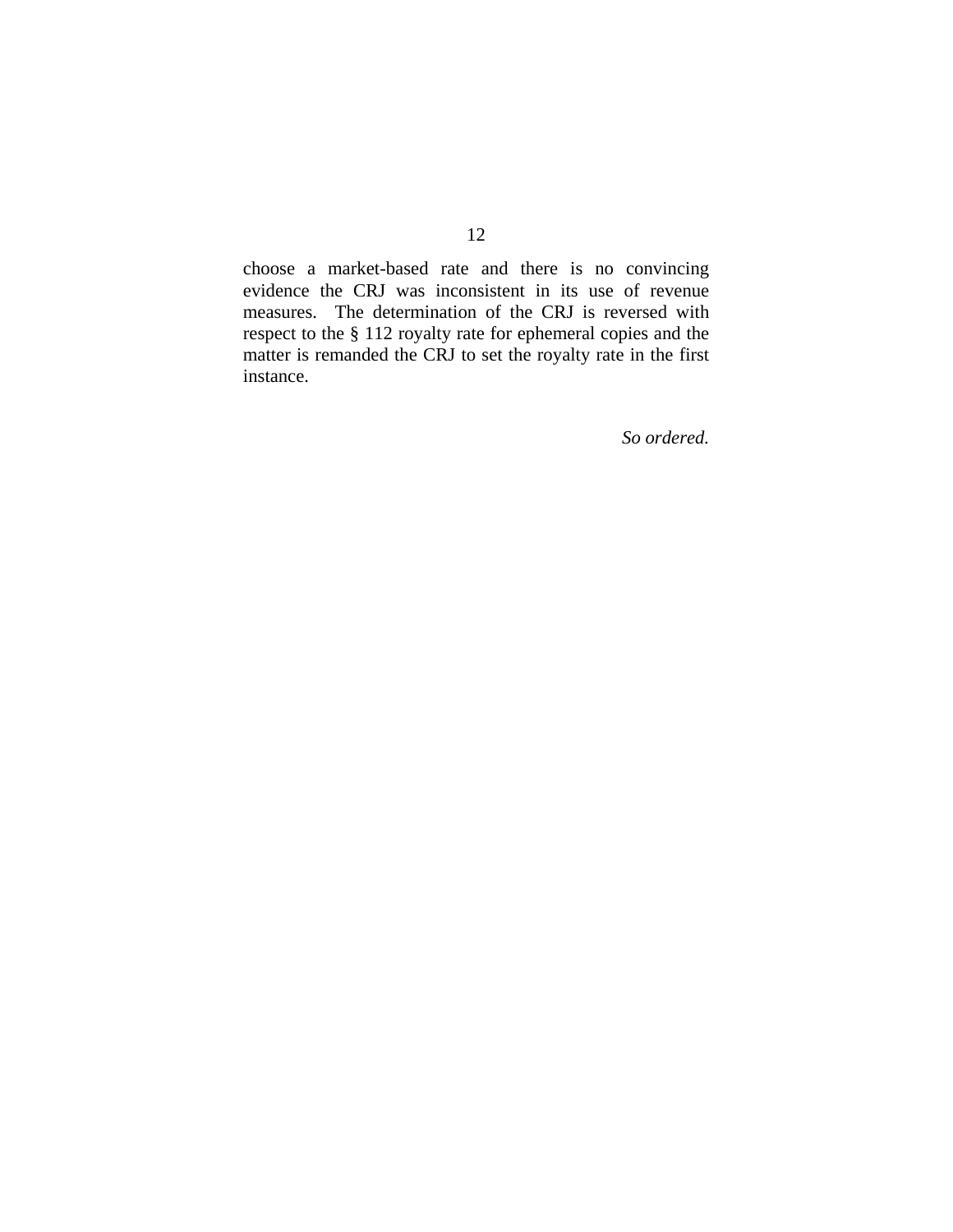choose a market-based rate and there is no convincing evidence the CRJ was inconsistent in its use of revenue measures. The determination of the CRJ is reversed with respect to the § 112 royalty rate for ephemeral copies and the matter is remanded the CRJ to set the royalty rate in the first instance.

*So ordered.*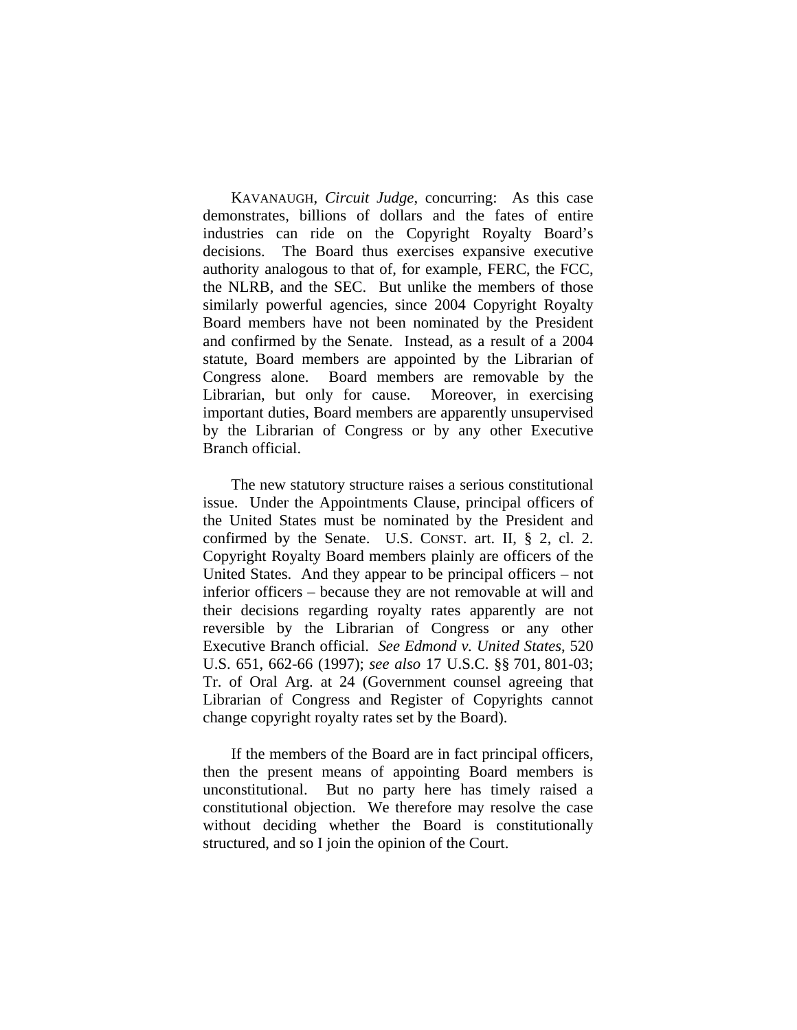KAVANAUGH, *Circuit Judge*, concurring: As this case demonstrates, billions of dollars and the fates of entire industries can ride on the Copyright Royalty Board's decisions. The Board thus exercises expansive executive authority analogous to that of, for example, FERC, the FCC, the NLRB, and the SEC. But unlike the members of those similarly powerful agencies, since 2004 Copyright Royalty Board members have not been nominated by the President and confirmed by the Senate. Instead, as a result of a 2004 statute, Board members are appointed by the Librarian of Congress alone. Board members are removable by the Librarian, but only for cause. Moreover, in exercising important duties, Board members are apparently unsupervised by the Librarian of Congress or by any other Executive Branch official.

The new statutory structure raises a serious constitutional issue. Under the Appointments Clause, principal officers of the United States must be nominated by the President and confirmed by the Senate. U.S. CONST. art. II, § 2, cl. 2. Copyright Royalty Board members plainly are officers of the United States. And they appear to be principal officers – not inferior officers – because they are not removable at will and their decisions regarding royalty rates apparently are not reversible by the Librarian of Congress or any other Executive Branch official. *See Edmond v. United States*, 520 U.S. 651, 662-66 (1997); *see also* 17 U.S.C. §§ 701, 801-03; Tr. of Oral Arg. at 24 (Government counsel agreeing that Librarian of Congress and Register of Copyrights cannot change copyright royalty rates set by the Board).

If the members of the Board are in fact principal officers, then the present means of appointing Board members is unconstitutional. But no party here has timely raised a constitutional objection. We therefore may resolve the case without deciding whether the Board is constitutionally structured, and so I join the opinion of the Court.